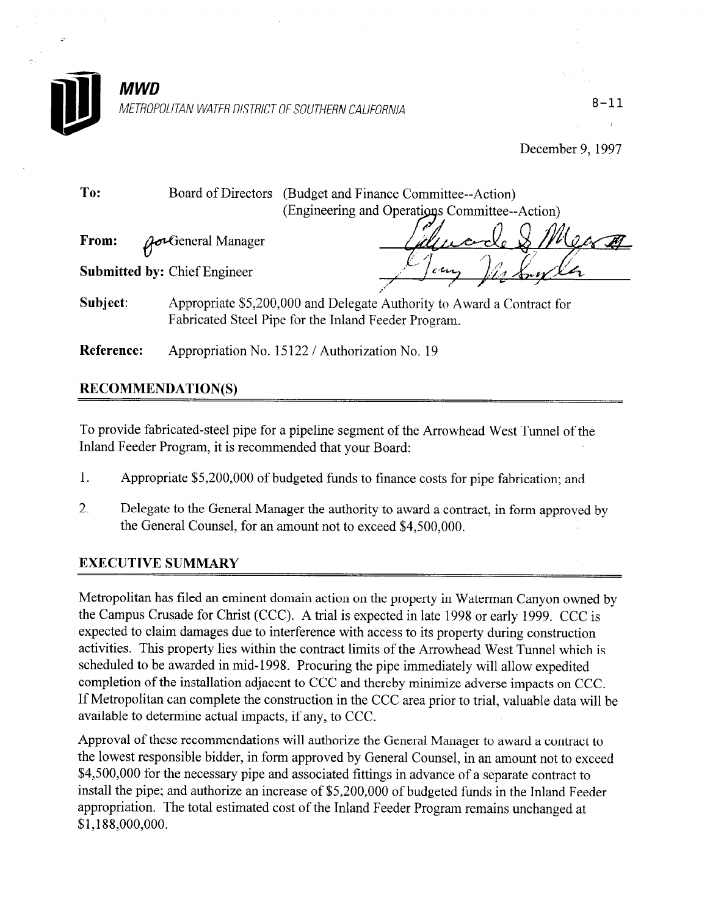**MWD**

METROPOLITAN WATER DISTRICT OF SOUTHERN CALIFORNIA

8-11

December 9, 1997

**To:** Board of Directors (Budget and Finance Committee--Action)
(Engineering and Operations Committee--Action)

**From:** for General Manager

**Submitted by:** Chief Engineer

**Subject:** Appropriate $5,200,000 and Delegate Authority to Award a Contract for Fabricated Steel Pipe for the Inland Feeder Program.

**Reference:** Appropriation No. 15122 / Authorization No. 19

## RECOMMENDATION(S)

To provide fabricated-steel pipe for a pipeline segment of the Arrowhead West Tunnel of the Inland Feeder Program, it is recommended that your Board:

1. Appropriate $5,200,000 of budgeted funds to finance costs for pipe fabrication; and
2. Delegate to the General Manager the authority to award a contract, in form approved by the General Counsel, for an amount not to exceed $4,500,000.

## EXECUTIVE SUMMARY

Metropolitan has filed an eminent domain action on the property in Waterman Canyon owned by the Campus Crusade for Christ (CCC). A trial is expected in late 1998 or early 1999. CCC is expected to claim damages due to interference with access to its property during construction activities. This property lies within the contract limits of the Arrowhead West Tunnel which is scheduled to be awarded in mid-1998. Procuring the pipe immediately will allow expedited completion of the installation adjacent to CCC and thereby minimize adverse impacts on CCC. If Metropolitan can complete the construction in the CCC area prior to trial, valuable data will be available to determine actual impacts, if any, to CCC.

Approval of these recommendations will authorize the General Manager to award a contract to the lowest responsible bidder, in form approved by General Counsel, in an amount not to exceed $4,500,000 for the necessary pipe and associated fittings in advance of a separate contract to install the pipe; and authorize an increase of $5,200,000 of budgeted funds in the Inland Feeder appropriation. The total estimated cost of the Inland Feeder Program remains unchanged at $1,188,000,000.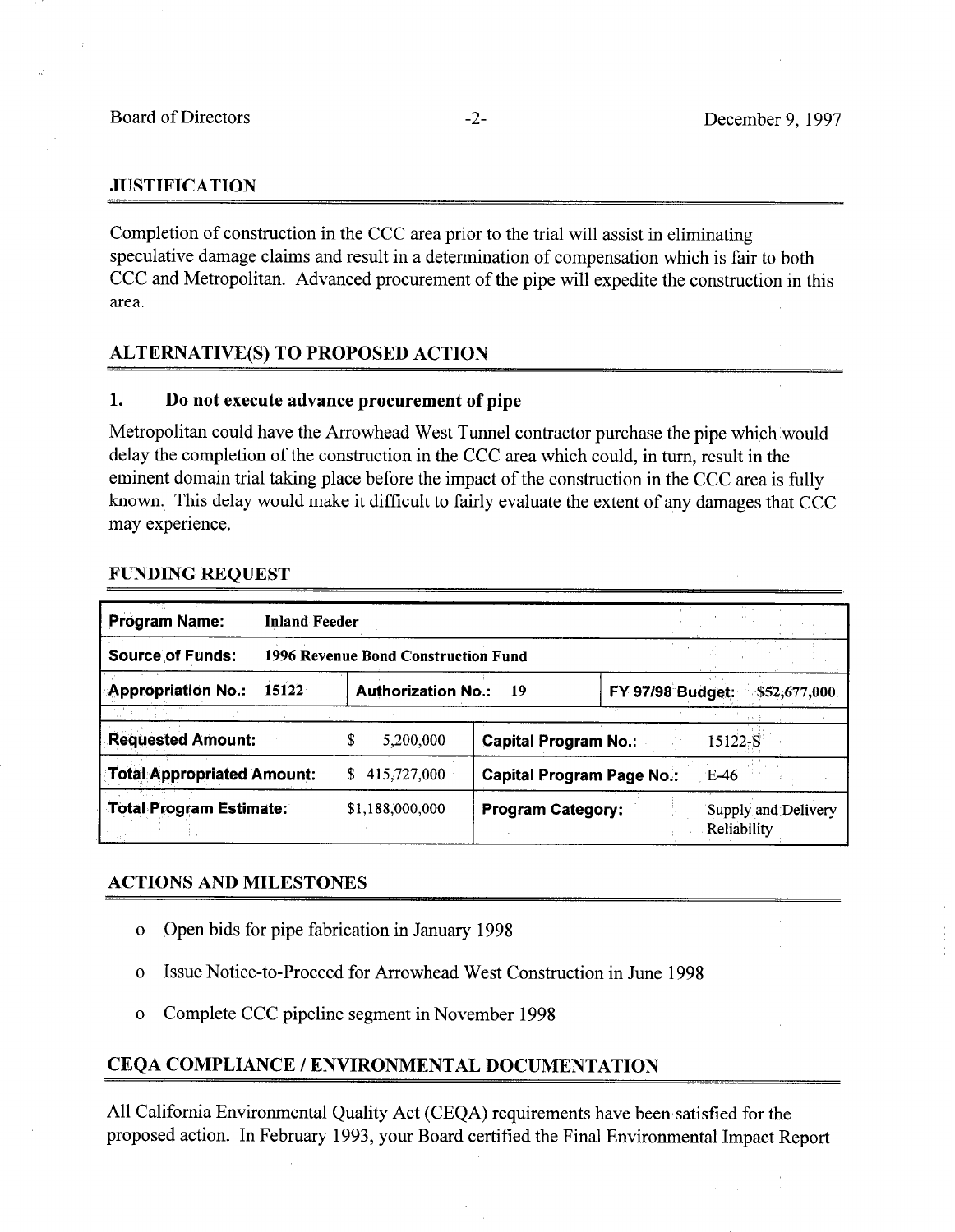## JUSTIFICATION

Completion of construction in the CCC area prior to the trial will assist in eliminating speculative damage claims and result in a determination of compensation which is fair to both CCC and Metropolitan. Advanced procurement of the pipe will expedite the construction in this area.

## ALTERNATIVE(S) TO PROPOSED ACTION

### 1. Do not execute advance procurement of pipe

Metropolitan could have the Arrowhead West Tunnel contractor purchase the pipe which would delay the completion of the construction in the CCC area which could, in turn, result in the eminent domain trial taking place before the impact of the construction in the CCC area is fully known. This delay would make it difficult to fairly evaluate the extent of any damages that CCC may experience.

## FUNDING REQUEST

| **Program Name:** Inland Feeder | | | |
|---|---|---|---|
| **Source of Funds:** 1996 Revenue Bond Construction Fund | | | |
| **Appropriation No.:** 15122 | **Authorization No.:** 19 | **FY 97/98 Budget:** $52,677,000 | |
| **Requested Amount:** | $ 5,200,000 | **Capital Program No.:** | 15122-S |
| **Total Appropriated Amount:** | $ 415,727,000 | **Capital Program Page No.:** | E-46 |
| **Total Program Estimate:** | $1,188,000,000 | **Program Category:** | Supply and Delivery Reliability |

## ACTIONS AND MILESTONES

- Open bids for pipe fabrication in January 1998
- Issue Notice-to-Proceed for Arrowhead West Construction in June 1998
- Complete CCC pipeline segment in November 1998

## CEQA COMPLIANCE / ENVIRONMENTAL DOCUMENTATION

All California Environmental Quality Act (CEQA) requirements have been satisfied for the proposed action. In February 1993, your Board certified the Final Environmental Impact Report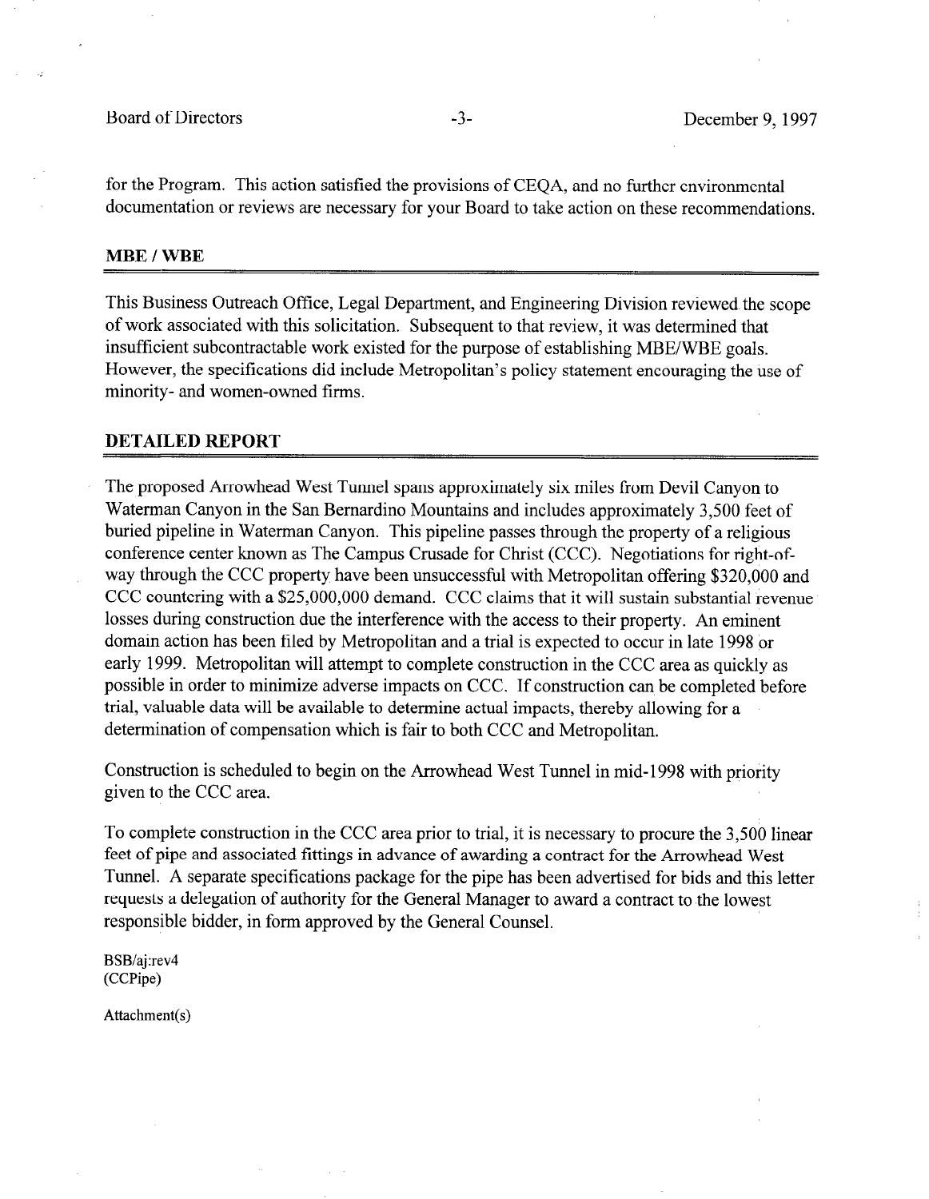for the Program. This action satisfied the provisions of CEQA, and no further environmental documentation or reviews are necessary for your Board to take action on these recommendations.

## MBE / WBE

This Business Outreach Office, Legal Department, and Engineering Division reviewed the scope of work associated with this solicitation. Subsequent to that review, it was determined that insufficient subcontractable work existed for the purpose of establishing MBE/WBE goals. However, the specifications did include Metropolitan's policy statement encouraging the use of minority- and women-owned firms.

## DETAILED REPORT

The proposed Arrowhead West Tunnel spans approximately six miles from Devil Canyon to Waterman Canyon in the San Bernardino Mountains and includes approximately 3,500 feet of buried pipeline in Waterman Canyon. This pipeline passes through the property of a religious conference center known as The Campus Crusade for Christ (CCC). Negotiations for right-of-way through the CCC property have been unsuccessful with Metropolitan offering $320,000 and CCC countering with a $25,000,000 demand. CCC claims that it will sustain substantial revenue losses during construction due the interference with the access to their property. An eminent domain action has been filed by Metropolitan and a trial is expected to occur in late 1998 or early 1999. Metropolitan will attempt to complete construction in the CCC area as quickly as possible in order to minimize adverse impacts on CCC. If construction can be completed before trial, valuable data will be available to determine actual impacts, thereby allowing for a determination of compensation which is fair to both CCC and Metropolitan.

Construction is scheduled to begin on the Arrowhead West Tunnel in mid-1998 with priority given to the CCC area.

To complete construction in the CCC area prior to trial, it is necessary to procure the 3,500 linear feet of pipe and associated fittings in advance of awarding a contract for the Arrowhead West Tunnel. A separate specifications package for the pipe has been advertised for bids and this letter requests a delegation of authority for the General Manager to award a contract to the lowest responsible bidder, in form approved by the General Counsel.

BSB/aj:rev4
(CCPipe)

Attachment(s)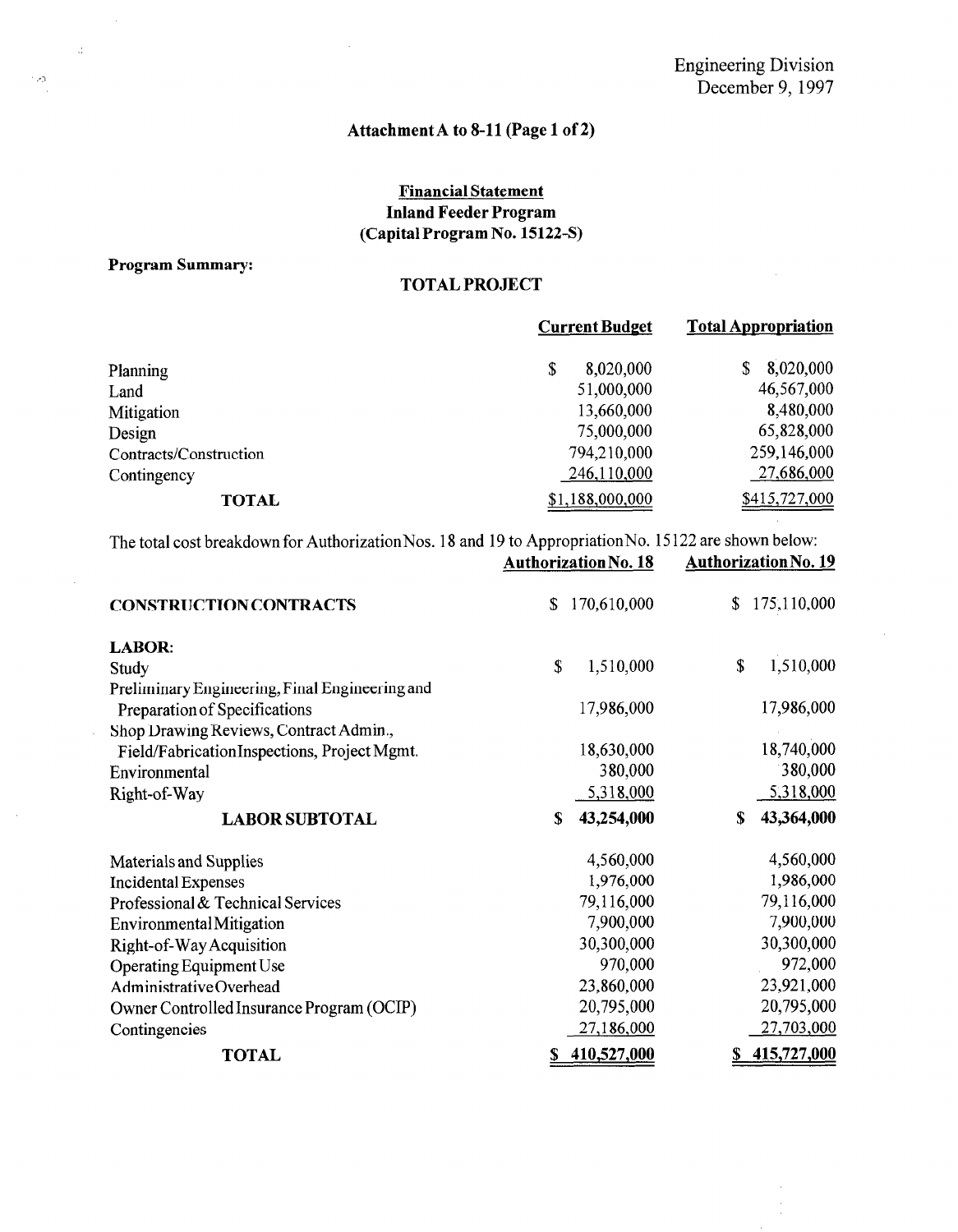Engineering Division
December 9, 1997

## Attachment A to 8-11 (Page 1 of 2)

### Financial Statement
### Inland Feeder Program
### (Capital Program No. 15122-S)

**Program Summary:**

**TOTAL PROJECT**

| | Current Budget | Total Appropriation |
|---|---|---|
| Planning | $ 8,020,000 | $ 8,020,000 |
| Land | 51,000,000 | 46,567,000 |
| Mitigation | 13,660,000 | 8,480,000 |
| Design | 75,000,000 | 65,828,000 |
| Contracts/Construction | 794,210,000 | 259,146,000 |
| Contingency | 246,110,000 | 27,686,000 |
| **TOTAL** | $1,188,000,000 | $415,727,000 |

The total cost breakdown for Authorization Nos. 18 and 19 to Appropriation No. 15122 are shown below:

| | Authorization No. 18 | Authorization No. 19 |
|---|---|---|
| **CONSTRUCTION CONTRACTS** | $ 170,610,000 | $ 175,110,000 |
| **LABOR:** | | |
| Study | $ 1,510,000 | $ 1,510,000 |
| Preliminary Engineering, Final Engineering and Preparation of Specifications | 17,986,000 | 17,986,000 |
| Shop Drawing Reviews, Contract Admin., Field/Fabrication Inspections, Project Mgmt. | 18,630,000 | 18,740,000 |
| Environmental | 380,000 | 380,000 |
| Right-of-Way | 5,318,000 | 5,318,000 |
| **LABOR SUBTOTAL** | **$ 43,254,000** | **$ 43,364,000** |
| Materials and Supplies | 4,560,000 | 4,560,000 |
| Incidental Expenses | 1,976,000 | 1,986,000 |
| Professional & Technical Services | 79,116,000 | 79,116,000 |
| Environmental Mitigation | 7,900,000 | 7,900,000 |
| Right-of-Way Acquisition | 30,300,000 | 30,300,000 |
| Operating Equipment Use | 970,000 | 972,000 |
| Administrative Overhead | 23,860,000 | 23,921,000 |
| Owner Controlled Insurance Program (OCIP) | 20,795,000 | 20,795,000 |
| Contingencies | 27,186,000 | 27,703,000 |
| **TOTAL** | **$ 410,527,000** | **$ 415,727,000** |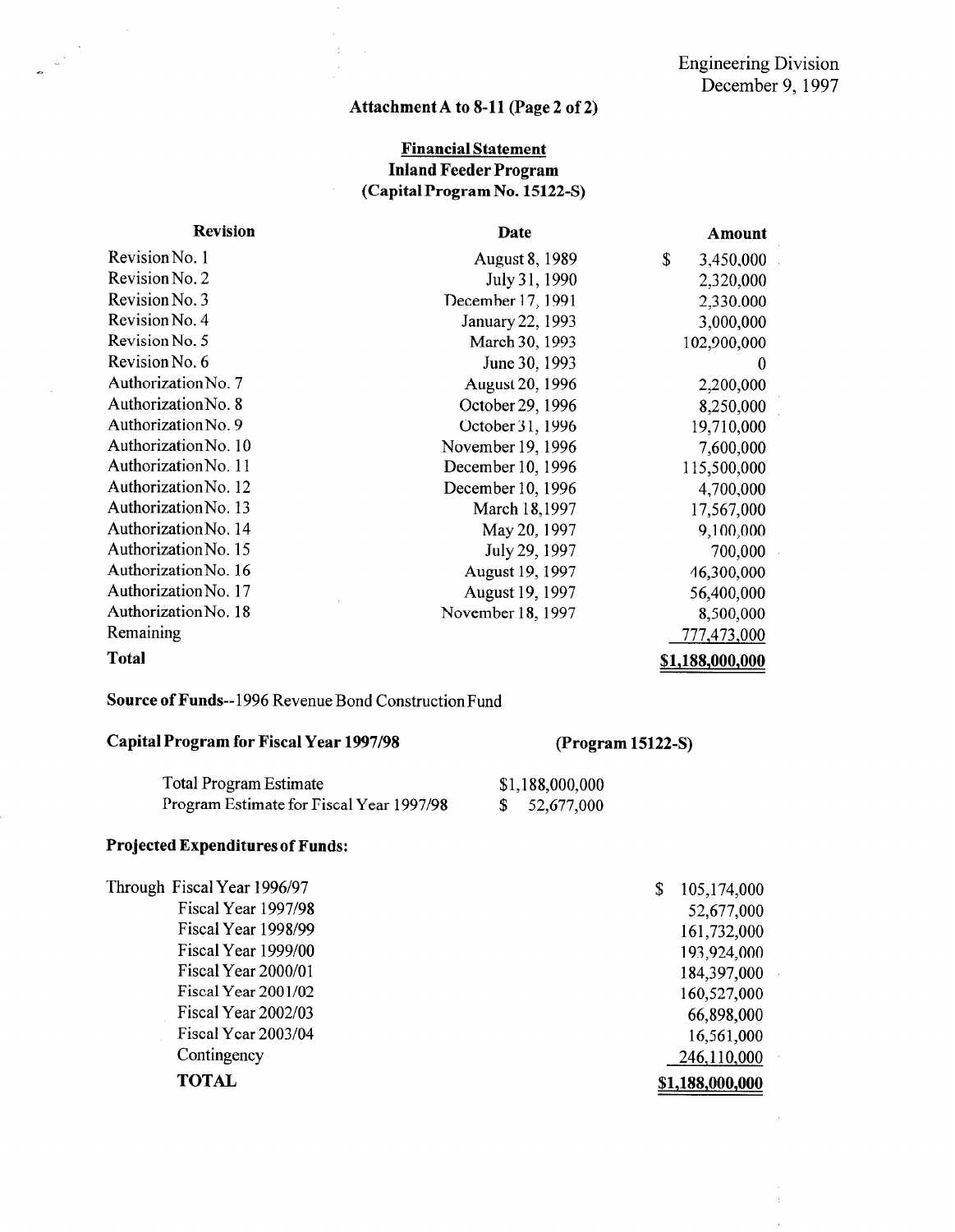Engineering Division
December 9, 1997

## Attachment A to 8-11 (Page 2 of 2)

### Financial Statement
### Inland Feeder Program
### (Capital Program No. 15122-S)

| Revision | Date | Amount |
|---|---|---|
| Revision No. 1 | August 8, 1989 | $ 3,450,000 |
| Revision No. 2 | July 31, 1990 | 2,320,000 |
| Revision No. 3 | December 17, 1991 | 2,330.000 |
| Revision No. 4 | January 22, 1993 | 3,000,000 |
| Revision No. 5 | March 30, 1993 | 102,900,000 |
| Revision No. 6 | June 30, 1993 | 0 |
| Authorization No. 7 | August 20, 1996 | 2,200,000 |
| Authorization No. 8 | October 29, 1996 | 8,250,000 |
| Authorization No. 9 | October 31, 1996 | 19,710,000 |
| Authorization No. 10 | November 19, 1996 | 7,600,000 |
| Authorization No. 11 | December 10, 1996 | 115,500,000 |
| Authorization No. 12 | December 10, 1996 | 4,700,000 |
| Authorization No. 13 | March 18,1997 | 17,567,000 |
| Authorization No. 14 | May 20, 1997 | 9,100,000 |
| Authorization No. 15 | July 29, 1997 | 700,000 |
| Authorization No. 16 | August 19, 1997 | 46,300,000 |
| Authorization No. 17 | August 19, 1997 | 56,400,000 |
| Authorization No. 18 | November 18, 1997 | 8,500,000 |
| Remaining | | 777,473,000 |
| **Total** | | **$1,188,000,000** |

**Source of Funds**--1996 Revenue Bond Construction Fund

**Capital Program for Fiscal Year 1997/98** **(Program 15122-S)**

| | |
|---|---|
| Total Program Estimate | $1,188,000,000 |
| Program Estimate for Fiscal Year 1997/98 | $ 52,677,000 |

**Projected Expenditures of Funds:**

| | |
|---|---|
| Through Fiscal Year 1996/97 | $ 105,174,000 |
| Fiscal Year 1997/98 | 52,677,000 |
| Fiscal Year 1998/99 | 161,732,000 |
| Fiscal Year 1999/00 | 193,924,000 |
| Fiscal Year 2000/01 | 184,397,000 |
| Fiscal Year 2001/02 | 160,527,000 |
| Fiscal Year 2002/03 | 66,898,000 |
| Fiscal Year 2003/04 | 16,561,000 |
| Contingency | 246,110,000 |
| **TOTAL** | **$1,188,000,000** |